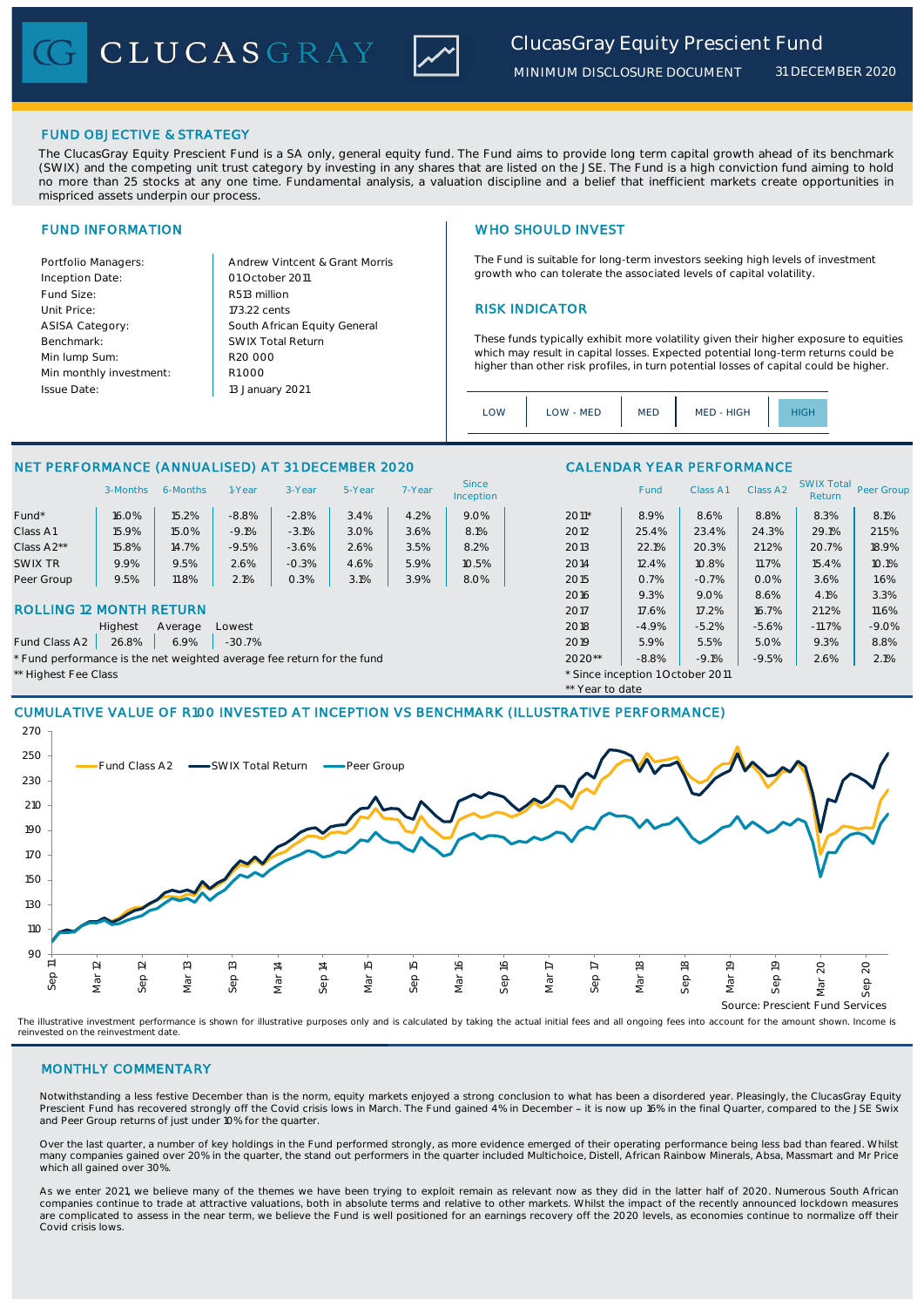# ClucasGray Equity Prescient Fund

MINIMUM DISCLOSURE DOCUMENT 31 DECEMBER 2020

## FUND OBJECTIVE & STRATEGY

The ClucasGray Equity Prescient Fund is a SA only, general equity fund. The Fund aims to provide long term capital growth ahead of its benchmark (SWIX) and the competing unit trust category by investing in any shares that are listed on the JSE. The Fund is a high conviction fund aiming to hold no more than 25 stocks at any one time. Fundamental analysis, a valuation discipline and a belief that inefficient markets create opportunities in mispriced assets underpin our process.

## FUND INFORMATION

| | |
|---|---|
| Portfolio Managers: | Andrew Vintcent & Grant Morris |
| Inception Date: | 01 October 2011 |
| Fund Size: | R513 million |
| Unit Price: | 173.22 cents |
| ASISA Category: | South African Equity General |
| Benchmark: | SWIX Total Return |
| Min lump Sum: | R20 000 |
| Min monthly investment: | R1 000 |
| Issue Date: | 13 January 2021 |

## WHO SHOULD INVEST

The Fund is suitable for long-term investors seeking high levels of investment growth who can tolerate the associated levels of capital volatility.

## RISK INDICATOR

These funds typically exhibit more volatility given their higher exposure to equities which may result in capital losses. Expected potential long-term returns could be higher than other risk profiles, in turn potential losses of capital could be higher.

LOW | LOW - MED | MED | MED - HIGH | **HIGH**

## NET PERFORMANCE (ANNUALISED) AT 31 DECEMBER 2020

| | 3-Months | 6-Months | 1-Year | 3-Year | 5-Year | 7-Year | Since Inception |
|---|---|---|---|---|---|---|---|
| Fund* | 16.0% | 15.2% | -8.8% | -2.8% | 3.4% | 4.2% | 9.0% |
| Class A1 | 15.9% | 15.0% | -9.1% | -3.1% | 3.0% | 3.6% | 8.1% |
| Class A2** | 15.8% | 14.7% | -9.5% | -3.6% | 2.6% | 3.5% | 8.2% |
| SWIX TR | 9.9% | 9.5% | 2.6% | -0.3% | 4.6% | 5.9% | 10.5% |
| Peer Group | 9.5% | 11.8% | 2.1% | 0.3% | 3.1% | 3.9% | 8.0% |

## ROLLING 12 MONTH RETURN

| | Highest | Average | Lowest |
|---|---|---|---|
| Fund Class A2 | 26.8% | 6.9% | -30.7% |

\* Fund performance is the net weighted average fee return for the fund

** Highest Fee Class

## CALENDAR YEAR PERFORMANCE

| | Fund | Class A1 | Class A2 | SWIX Total Return | Peer Group |
|---|---|---|---|---|---|
| 2011* | 8.9% | 8.6% | 8.8% | 8.3% | 8.1% |
| 2012 | 25.4% | 23.4% | 24.3% | 29.1% | 21.5% |
| 2013 | 22.1% | 20.3% | 21.2% | 20.7% | 18.9% |
| 2014 | 12.4% | 10.8% | 11.7% | 15.4% | 10.1% |
| 2015 | 0.7% | -0.7% | 0.0% | 3.6% | 1.6% |
| 2016 | 9.3% | 9.0% | 8.6% | 4.1% | 3.3% |
| 2017 | 17.6% | 17.2% | 16.7% | 21.2% | 11.6% |
| 2018 | -4.9% | -5.2% | -5.6% | -11.7% | -9.0% |
| 2019 | 5.9% | 5.5% | 5.0% | 9.3% | 8.8% |
| 2020** | -8.8% | -9.1% | -9.5% | 2.6% | 2.1% |

\* Since inception 1 October 2011

** Year to date

## CUMULATIVE VALUE OF R100 INVESTED AT INCEPTION VS BENCHMARK (ILLUSTRATIVE PERFORMANCE)

Fund Class A2 — SWIX Total Return — Peer Group

270
250
230
210
190
170
150
130
110
90

Sep 11, Mar 12, Sep 12, Mar 13, Sep 13, Mar 14, Sep 14, Mar 15, Sep 15, Mar 16, Sep 16, Mar 17, Sep 17, Mar 18, Sep 18, Mar 19, Sep 19, Mar 20, Sep 20

Source: Prescient Fund Services

The illustrative investment performance is shown for illustrative purposes only and is calculated by taking the actual initial fees and all ongoing fees into account for the amount shown. Income is reinvested on the reinvestment date.

## MONTHLY COMMENTARY

Notwithstanding a less festive December than is the norm, equity markets enjoyed a strong conclusion to what has been a disordered year. Pleasingly, the ClucasGray Equity Prescient Fund has recovered strongly off the Covid crisis lows in March. The Fund gained 4% in December – it is now up 16% in the final Quarter, compared to the JSE Swix and Peer Group returns of just under 10% for the quarter.

Over the last quarter, a number of key holdings in the Fund performed strongly, as more evidence emerged of their operating performance being less bad than feared. Whilst many companies gained over 20% in the quarter, the stand out performers in the quarter included Multichoice, Distell, African Rainbow Minerals, Absa, Massmart and Mr Price which all gained over 30%.

As we enter 2021, we believe many of the themes we have been trying to exploit remain as relevant now as they did in the latter half of 2020. Numerous South African companies continue to trade at attractive valuations, both in absolute terms and relative to other markets. Whilst the impact of the recently announced lockdown measures are complicated to assess in the near term, we believe the Fund is well positioned for an earnings recovery off the 2020 levels, as economies continue to normalize off their Covid crisis lows.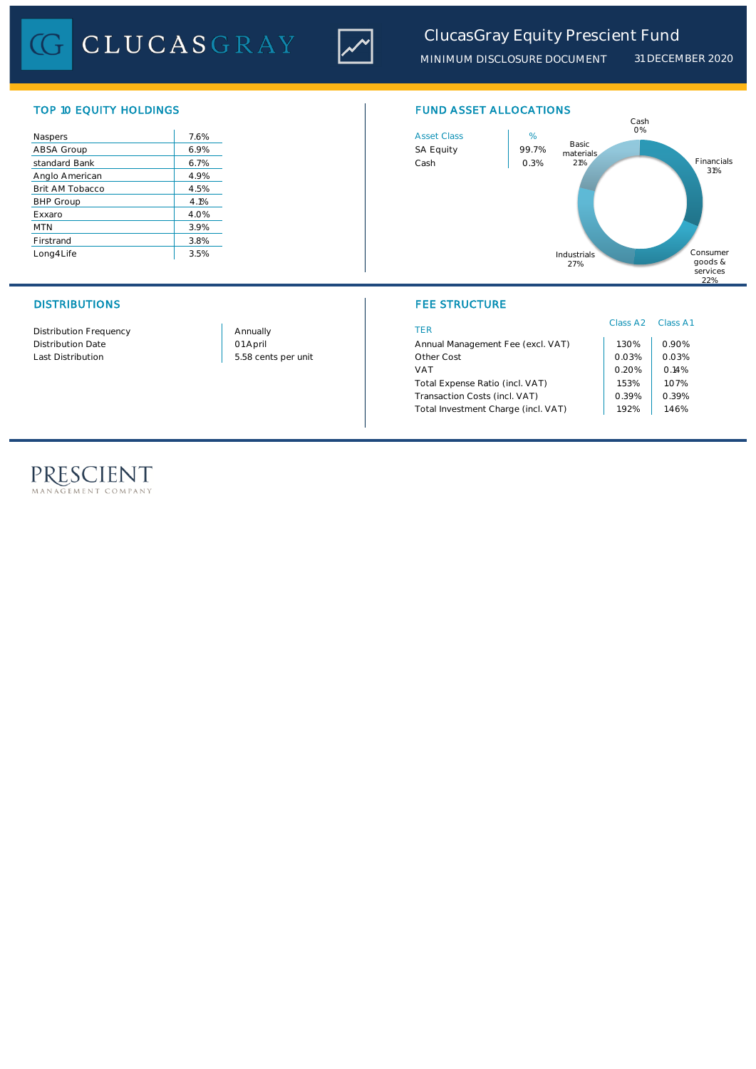# ClucasGray Equity Prescient Fund

MINIMUM DISCLOSURE DOCUMENT 31 DECEMBER 2020

## TOP 10 EQUITY HOLDINGS

| | |
|---|---|
| Naspers | 7.6% |
| ABSA Group | 6.9% |
| standard Bank | 6.7% |
| Anglo American | 4.9% |
| Brit AM Tobacco | 4.5% |
| BHP Group | 4.1% |
| Exxaro | 4.0% |
| MTN | 3.9% |
| Firstrand | 3.8% |
| Long4Life | 3.5% |

## FUND ASSET ALLOCATIONS

| Asset Class | % |
|---|---|
| SA Equity | 99.7% |
| Cash | 0.3% |

Cash
0%

Basic materials
21%

Financials
31%

Consumer goods & services
22%

Industrials
27%

## DISTRIBUTIONS

| | |
|---|---|
| Distribution Frequency | Annually |
| Distribution Date | 01 April |
| Last Distribution | 5.58 cents per unit |

## FEE STRUCTURE

| TER | Class A2 | Class A1 |
|---|---|---|
| Annual Management Fee (excl. VAT) | 1.30% | 0.90% |
| Other Cost | 0.03% | 0.03% |
| VAT | 0.20% | 0.14% |
| Total Expense Ratio (incl. VAT) | 1.53% | 1.07% |
| Transaction Costs (incl. VAT) | 0.39% | 0.39% |
| Total Investment Charge (incl. VAT) | 1.92% | 1.46% |

PRESCIENT
MANAGEMENT COMPANY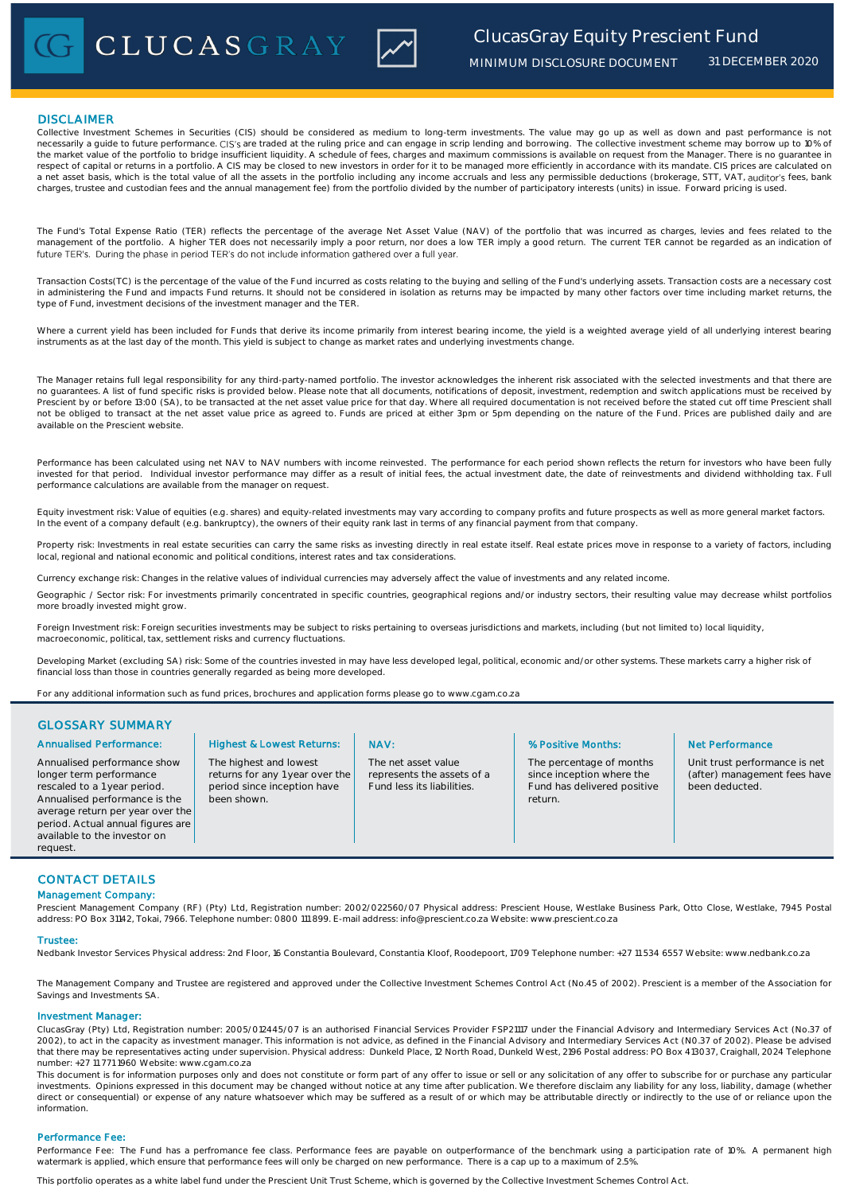# ClucasGray Equity Prescient Fund

MINIMUM DISCLOSURE DOCUMENT 31 DECEMBER 2020

## DISCLAIMER

Collective Investment Schemes in Securities (CIS) should be considered as medium to long-term investments. The value may go up as well as down and past performance is not necessarily a guide to future performance. CIS's are traded at the ruling price and can engage in scrip lending and borrowing. The collective investment scheme may borrow up to 10% of the market value of the portfolio to bridge insufficient liquidity. A schedule of fees, charges and maximum commissions is available on request from the Manager. There is no guarantee in respect of capital or returns in a portfolio. A CIS may be closed to new investors in order for it to be managed more efficiently in accordance with its mandate. CIS prices are calculated on a net asset basis, which is the total value of all the assets in the portfolio including any income accruals and less any permissible deductions (brokerage, STT, VAT, auditor's fees, bank charges, trustee and custodian fees and the annual management fee) from the portfolio divided by the number of participatory interests (units) in issue. Forward pricing is used.

The Fund's Total Expense Ratio (TER) reflects the percentage of the average Net Asset Value (NAV) of the portfolio that was incurred as charges, levies and fees related to the management of the portfolio. A higher TER does not necessarily imply a poor return, nor does a low TER imply a good return. The current TER cannot be regarded as an indication of future TER's. During the phase in period TER's do not include information gathered over a full year.

Transaction Costs(TC) is the percentage of the value of the Fund incurred as costs relating to the buying and selling of the Fund's underlying assets. Transaction costs are a necessary cost in administering the Fund and impacts Fund returns. It should not be considered in isolation as returns may be impacted by many other factors over time including market returns, the type of Fund, investment decisions of the investment manager and the TER.

Where a current yield has been included for Funds that derive its income primarily from interest bearing income, the yield is a weighted average yield of all underlying interest bearing instruments as at the last day of the month. This yield is subject to change as market rates and underlying investments change.

The Manager retains full legal responsibility for any third-party-named portfolio. The investor acknowledges the inherent risk associated with the selected investments and that there are no guarantees. A list of fund specific risks is provided below. Please note that all documents, notifications of deposit, investment, redemption and switch applications must be received by Prescient by or before 13:00 (SA), to be transacted at the net asset value price for that day. Where all required documentation is not received before the stated cut off time Prescient shall not be obliged to transact at the net asset value price as agreed to. Funds are priced at either 3pm or 5pm depending on the nature of the Fund. Prices are published daily and are available on the Prescient website.

Performance has been calculated using net NAV to NAV numbers with income reinvested. The performance for each period shown reflects the return for investors who have been fully invested for that period. Individual investor performance may differ as a result of initial fees, the actual investment date, the date of reinvestments and dividend withholding tax. Full performance calculations are available from the manager on request.

Equity investment risk: Value of equities (e.g. shares) and equity-related investments may vary according to company profits and future prospects as well as more general market factors. In the event of a company default (e.g. bankruptcy), the owners of their equity rank last in terms of any financial payment from that company.

Property risk: Investments in real estate securities can carry the same risks as investing directly in real estate itself. Real estate prices move in response to a variety of factors, including local, regional and national economic and political conditions, interest rates and tax considerations.

Currency exchange risk: Changes in the relative values of individual currencies may adversely affect the value of investments and any related income.

Geographic / Sector risk: For investments primarily concentrated in specific countries, geographical regions and/or industry sectors, their resulting value may decrease whilst portfolios more broadly invested might grow.

Foreign Investment risk: Foreign securities investments may be subject to risks pertaining to overseas jurisdictions and markets, including (but not limited to) local liquidity, macroeconomic, political, tax, settlement risks and currency fluctuations.

Developing Market (excluding SA) risk: Some of the countries invested in may have less developed legal, political, economic and/or other systems. These markets carry a higher risk of financial loss than those in countries generally regarded as being more developed.

For any additional information such as fund prices, brochures and application forms please go to www.cgam.co.za

## GLOSSARY SUMMARY

**Annualised Performance:** Annualised performance show longer term performance rescaled to a 1 year period. Annualised performance is the average return per year over the period. Actual annual figures are available to the investor on request.

**Highest & Lowest Returns:** The highest and lowest returns for any 1 year over the period since inception have been shown.

**NAV:** The net asset value represents the assets of a Fund less its liabilities.

**% Positive Months:** The percentage of months since inception where the Fund has delivered positive return.

**Net Performance:** Unit trust performance is net (after) management fees have been deducted.

## CONTACT DETAILS

### Management Company:

Prescient Management Company (RF) (Pty) Ltd, Registration number: 2002/022560/07 Physical address: Prescient House, Westlake Business Park, Otto Close, Westlake, 7945 Postal address: PO Box 31142, Tokai, 7966. Telephone number: 0800 111 899. E-mail address: info@prescient.co.za Website: www.prescient.co.za

### Trustee:

Nedbank Investor Services Physical address: 2nd Floor, 16 Constantia Boulevard, Constantia Kloof, Roodepoort, 1709 Telephone number: +27 11 534 6557 Website: www.nedbank.co.za

The Management Company and Trustee are registered and approved under the Collective Investment Schemes Control Act (No.45 of 2002). Prescient is a member of the Association for Savings and Investments SA.

### Investment Manager:

ClucasGray (Pty) Ltd, Registration number: 2005/012445/07 is an authorised Financial Services Provider FSP21117 under the Financial Advisory and Intermediary Services Act (No.37 of 2002), to act in the capacity as investment manager. This information is not advice, as defined in the Financial Advisory and Intermediary Services Act (N0.37 of 2002). Please be advised that there may be representatives acting under supervision. Physical address: Dunkeld Place, 12 North Road, Dunkeld West, 2196 Postal address: PO Box 413037, Craighall, 2024 Telephone number: +27 11 771 1960 Website: www.cgam.co.za

This document is for information purposes only and does not constitute or form part of any offer to issue or sell or any solicitation of any offer to subscribe for or purchase any particular investments. Opinions expressed in this document may be changed without notice at any time after publication. We therefore disclaim any liability for any loss, liability, damage (whether direct or consequential) or expense of any nature whatsoever which may be suffered as a result of or which may be attributable directly or indirectly to the use of or reliance upon the information.

### Performance Fee:

Performance Fee: The Fund has a perfromance fee class. Performance fees are payable on outperformance of the benchmark using a participation rate of 10%. A permanent high watermark is applied, which ensure that performance fees will only be charged on new performance. There is a cap up to a maximum of 2.5%.

This portfolio operates as a white label fund under the Prescient Unit Trust Scheme, which is governed by the Collective Investment Schemes Control Act.